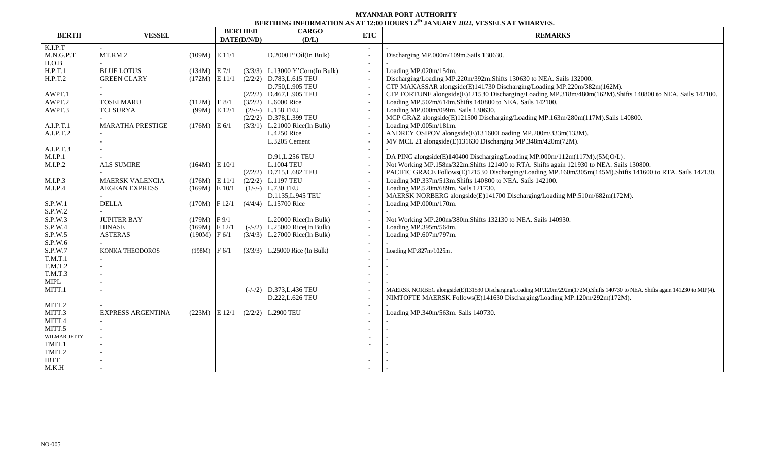# MYANMAR PORT AUTHORITY

## BERTHING INFORMATION AS AT 12:00 HOURS 12th JANUARY 2022, VESSELS AT WHARVES.

| BERTH | VESSEL | | BERTHED DATE(D/N/D) | | CARGO (D/L) | ETC | REMARKS |
|---|---|---|---|---|---|---|---|
| K.I.P.T | - | | | | | - | - |
| M.N.G.P.T | MT.RM 2 | (109M) | E 11/1 | | D.2000 P'Oil(In Bulk) | - | Discharging MP.000m/109m.Sails 130630. |
| H.O.B | - | | | | | - | - |
| H.P.T.1 | BLUE LOTUS | (134M) | E 7/1 | (3/3/3) | L.13000 Y'Corn(In Bulk) | - | Loading MP.020m/154m. |
| H.P.T.2 | GREEN CLARY | (172M) | E 11/1 | (2/2/2) | D.783,L.615 TEU | - | Discharging/Loading MP.220m/392m.Shifts 130630 to NEA. Sails 132000. |
| | - | | | | D.750,L.905 TEU | - | CTP MAKASSAR alongside(E)141730 Discharging/Loading MP.220m/382m(162M). |
| AWPT.1 | - | | | (2/2/2) | D.467,L.905 TEU | - | CTP FORTUNE alongside(E)121530 Discharging/Loading MP.318m/480m(162M).Shifts 140800 to NEA. Sails 142100. |
| AWPT.2 | TOSEI MARU | (112M) | E 8/1 | (3/2/2) | L.6000 Rice | - | Loading MP.502m/614m.Shifts 140800 to NEA. Sails 142100. |
| AWPT.3 | TCI SURYA | (99M) | E 12/1 | (2/-/-) | L.158 TEU | - | Loading MP.000m/099m. Sails 130630. |
| | - | | | (2/2/2) | D.378,L.399 TEU | - | MCP GRAZ alongside(E)121500 Discharging/Loading MP.163m/280m(117M).Sails 140800. |
| A.I.P.T.1 | MARATHA PRESTIGE | (176M) | E 6/1 | (3/3/1) | L.21000 Rice(In Bulk) | - | Loading MP.005m/181m. |
| A.I.P.T.2 | - | | | | L.4250 Rice | - | ANDREY OSIPOV alongside(E)131600Loading MP.200m/333m(133M). |
| | - | | | | L.3205 Cement | - | MV MCL 21 alongside(E)131630 Discharging MP.348m/420m(72M). |
| A.I.P.T.3 | - | | | | | - | - |
| M.I.P.1 | - | | | | D.91,L.256 TEU | - | DA PING alongside(E)140400 Discharging/Loading MP.000m/112m(117M).(5M;O/L). |
| M.I.P.2 | ALS SUMIRE | (164M) | E 10/1 | | L.1004 TEU | - | Not Working MP.158m/322m.Shifts 121400 to RTA. Shifts again 121930 to NEA. Sails 130800. |
| | - | | | (2/2/2) | D.715,L.682 TEU | - | PACIFIC GRACE Follows(E)121530 Discharging/Loading MP.160m/305m(145M).Shifts 141600 to RTA. Sails 142130. |
| M.I.P.3 | MAERSK VALENCIA | (176M) | E 11/1 | (2/2/2) | L.1197 TEU | - | Loading MP.337m/513m.Shifts 140800 to NEA. Sails 142100. |
| M.I.P.4 | AEGEAN EXPRESS | (169M) | E 10/1 | (1/-/-) | L.730 TEU | - | Loading MP.520m/689m. Sails 121730. |
| | - | | | | D.1135,L.945 TEU | - | MAERSK NORBERG alongside(E)141700 Discharging/Loading MP.510m/682m(172M). |
| S.P.W.1 | DELLA | (170M) | F 12/1 | (4/4/4) | L.15700 Rice | - | Loading MP.000m/170m. |
| S.P.W.2 | - | | | | | - | - |
| S.P.W.3 | JUPITER BAY | (179M) | F 9/1 | | L.20000 Rice(In Bulk) | - | Not Working MP.200m/380m.Shifts 132130 to NEA. Sails 140930. |
| S.P.W.4 | HINASE | (169M) | F 12/1 | (-/-/2) | L.25000 Rice(In Bulk) | - | Loading MP.395m/564m. |
| S.P.W.5 | ASTERAS | (190M) | F 6/1 | (3/4/3) | L.27000 Rice(In Bulk) | - | Loading MP.607m/797m. |
| S.P.W.6 | - | | | | | - | - |
| S.P.W.7 | KONKA THEODOROS | (198M) | F 6/1 | (3/3/3) | L.25000 Rice (In Bulk) | - | Loading MP.827m/1025m. |
| T.M.T.1 | - | | | | | - | - |
| T.M.T.2 | - | | | | | - | - |
| T.M.T.3 | - | | | | | - | - |
| MIPL | - | | | | | - | - |
| MITT.1 | - | | | (-/-/2) | D.373,L.436 TEU | - | MAERSK NORBEG alongside(E)131530 Discharging/Loading MP.120m/292m(172M).Shifts 140730 to NEA. Shifts again 141230 to MIP(4). |
| | | | | | D.222,L.626 TEU | - | NIMTOFTE MAERSK Follows(E)141630 Discharging/Loading MP.120m/292m(172M). |
| MITT.2 | - | | | | | - | - |
| MITT.3 | EXPRESS ARGENTINA | (223M) | E 12/1 | (2/2/2) | L.2900 TEU | - | Loading MP.340m/563m. Sails 140730. |
| MITT.4 | - | | | | | - | - |
| MITT.5 | - | | | | | - | - |
| WILMAR JETTY | - | | | | | - | - |
| TMIT.1 | - | | | | | - | - |
| TMIT.2 | - | | | | | | - |
| IBTT | - | | | | | - | - |
| M.K.H | - | | | | | - | - |

NO-005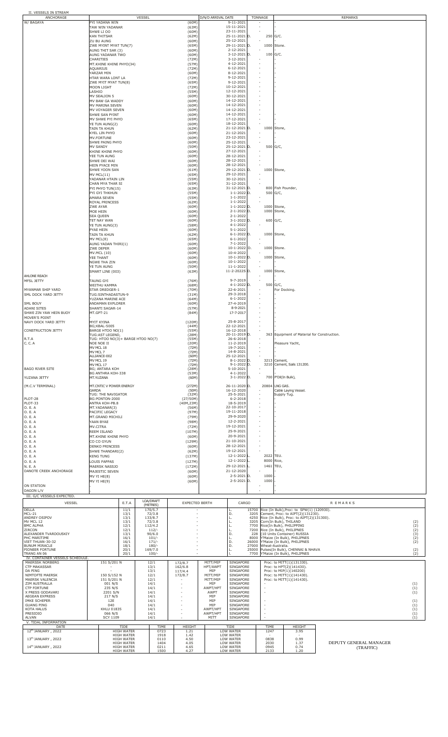II. VESSELS IN STREAM

| ANCHORAGE | VESSEL | | D/N/D ARRIVAL DATE | | TONNAGE | REMARKS |
|---|---|---|---|---|---|---|
| W/ BAGAYA | PYI YADANA WIN | (60M) | 9-11-2021 | | - | - |
| | TAW WIN YADANAR | (63M) | 15-11-2021 | | - | - |
| | SHWE LI OO | (60M) | 23-11-2021 | | - | - |
| | KAN THITSAR | (62M) | 25-11-2021 | D. | 250 | G/C. |
| | ZU BU AUNG | (60M) | 25-12-2021 | | - | |
| | ZWE MYINT MYAT TUN(7) | (65M) | 29-11-2021 | D. | 1000 | Stone. |
| | AUNG THIT SAR (3) | (60M) | 2-12-2021 | | - | |
| | AUNG YADANAR TWO | (60M) | 3-12-2021 | D. | 100 | G/C. |
| | CHARITIES | (72M) | 3-12-2021 | | - | - |
| | MT.KHINE KHINE PHYO(34) | (57M) | 4-12-2021 | | - | - |
| | AQUARIUS | (72M) | 6-12-2021 | | - | - |
| | YARZAR MIN | (60M) | 8-12-2021 | | - | - |
| | HTAR WARA LONT LA | (72M) | 9-12-2021 | | - | - |
| | ZWE MYIT MYAT TUN(8) | (65M) | 9-12-2021 | | - | - |
| | MOON LIGHT | (72M) | 10-12-2021 | | - | - |
| | LASHIO | (55M) | 12-12-2021 | | - | - |
| | MV SEALION 5 | (60M) | 30-12-2021 | | - | |
| | MV BAW GA WADDY | (60M) | 14-12-2021 | | - | |
| | MV MARINA SEVEN | (60M) | 14-12-2021 | | - | |
| | MV VOYAGER SEVEN | (60M) | 14-12-2021 | | - | |
| | SHWE SAN PYINT | (60M) | 14-12-2021 | | - | - |
| | MV SHWE PYI PHYO | (65M) | 17-12-2021 | | - | - |
| | YE TUN AUNG(2) | (60M) | 18-12-2021 | | - | - |
| | TAIN TA KHUN | (62M) | 21-12-2021 | D. | 1000 | Stone, |
| | KYEL LIN PHYO | (60M) | 21-12-2021 | | - | - |
| | MV.FORTUNE | (60M) | 23-12-2021 | | - | - |
| | SHWE PAING PHYO | (60M) | 25-12-2021 | | - | - |
| | MV SANDY | (50M) | 25-12-2021 | D. | 500 | G/C, |
| | KHINE KHINE PHYO | (60M) | 27-12-2021 | | - | |
| | YEE TUN AUNG | (60M) | 28-12-2021 | | - | |
| | SHWE DEI WAI | (60M) | 28-12-2021 | | - | |
| | HEIN PYACE MIN | (60M) | 28-12-2021 | | - | |
| | SHWE YOON SAN | (61M) | 29-12-2021 | D. | 1000 | Stone, |
| | MV MCL(11) | (65M) | 29-12-2021 | | - | |
| | YADANAR HTAIN LIN | (55M) | 30-12-2021 | | - | |
| | CHAN MYA THAR SI | (65M) | 31-12-2021 | | - | |
| | PYI PHYO TUN(15) | (63M) | 31-12-2021 | D. | 800 | Fish Pounder, |
| | PYI GYI THKHUN | (55M) | 1-1-2022 | D. | 500 | G/C, |
| | AMARA SEVEN | (55M) | 1-1-2022 | | - | |
| | ROYAL PRINCESS | (62M) | 1-1-2022 | | - | |
| | ZWE AYAR | (60M) | 1-1-2022 | D. | 1000 | Stone, |
| | MOE HEIN | (60M) | 2-1-2022 | D. | 1000 | Stone, |
| | SEA QUEEN | (60M) | 2-1-2022 | | | |
| | TET NAY WAN | (60M) | 3-1-2022 | D. | 600 | G/C, |
| | YE TUN AUNG(3) | (58M) | 4-1-2022 | | - | |
| | PYAE HEIN | (60M) | 5-1-2022 | | | |
| | TAIN TA KHUN | (62M) | 6-1-2022 | D. | 1000 | Stone, |
| | MV MCL(8) | (65M) | 6-1-2022 | | - | |
| | AUNG YADAN THIRI(1) | (60M) | 7-1-2022 | | - | |
| | ZWE DEPER | (60M) | 10-1-2022 | D. | 1000 | Stone. |
| | MV.MCL (10) | (60M) | 10-4-2022 | | - | - |
| | YEE THANT | (60M) | 10-1-2022 | D. | 1000 | Stone, |
| | NGWE THA ZIN | (60M) | 10-1-2022 | | - | |
| | YE TUN AUNG | (50M) | 11-1-2022 | | - | |
| | SMART LINE (003) | (63M) | 11-2-20225 | D. | 1000 | Stone, |
| AHLONE REACH | - | | | | - | - |
| MFSL JETTY | TAUNG GYI | (76M) | 9-7-2019 | | - | - |
| | WEITHU KAMMA | (68M) | 4-1-2022 | D. | 500 | G/C, |
| MYANMAR SHIP YARD | STAR DREDGER-1 | (70M) | 22-6-2021 | | - | For Docking. |
| SML DOCK YARD JETTY | TUG:SINTHADASTUN-9 | (31M) | 29-3-2018 | | - | - |
| | YUZANA MARINE ACE | (64M) | 6-1-2022 | | - | - |
| SML BOUY | ANDAMAN EXPLORER | (60M) | 27-4-2019 | | - | - |
| ADANI SITES | SHANTI SAGAR-14 | (57M) | 8-9-2021 | | - | - |
| SHWE ZIN YAW HEIN BUOY | MT.GPT-21 | (84M) | 17-7-2017 | | - | - |
| MOVER'S POINT | - | | | | - | - |
| NAVY DOCK YARD JETTY | MYIT KYINA | (120M) | 25-8-2017 | | - | - |
| | BG;KBAL-5005 | (44M) | 22-12-2021 | | - | - |
| CONSTRUCTION JETTY | BARGE HTOO NO(1) | (55M) | 16-12-2018 | | - | - |
| | TUG:AST LEGEND, | (28M) | 20-11-2019 | D. | 363 | Equipment of Material for Construction. |
| R.T.A | TUG: HTOO NO(3)+ BARGE HTOO NO(7) | (55M) | 26-6-2018 | | - | - |
| C. C. A | NOE NOE II | (20M) | 11-2-2019 | | - | Pleasure Yacht, |
| | MV MCL 18 | (72M) | 19-7-2021 | | - | - |
| | MV MCL 7 | (72M) | 14-8-2021 | | - | - |
| | ALLIANCE-002 | (60M) | 25-12-2021 | | - | - |
| | MV MCL 19 | (72M) | 8-1-2022 | D. | 3213 | Cement, |
| | MV MCL 17 | (72M) | 9-1-2022 | D. | 3210 | Cement, Sails 131200. |
| BAGO RIVER SITE | BG; ANTARA KOH | (28M) | 5-10-2021 | | - | - |
| | BG ANTHRA KOH-338 | (53M) | 4-1-2022 | | - | - |
| YUZANA JETTY | MT.YUZANA | (60M) | 3-1-2022 | D. | 700 | P'Oil(In Bulk), |
| (M.C.V TERMINAL) | MT.CNTIC V POWER ENERGY | (272M) | 26-11-2020 | D. | 20804 | LNG GAS. |
| | GARDA | (50M) | 16-12-2020 | | - | Cable Laying Vessel. |
| | TUG: THE NAVIGATOR | (32M) | 25-5-2021 | | - | Supply Tug. |
| PLOT-28 | BG:PONTON-2000 | (27/50M) | 6-2-2018 | | - | - |
| PLOT-33 | ANTRA KOH-PB.8 | (40M,23M) | 18-5-2019 | | - | - |
| O. E. A | MT.YADANAR(3) | (56M) | 22-10-2017 | | - | - |
| O. E. A | PACIFIC LEGACY | (97M) | 19-11-2018 | | - | - |
| O. E. A | MT.GRAND MICHILI | (79M) | 29-9-2020 | | - | - |
| O. E. A | YAAN BYAE | (98M) | 12-2-2021 | | - | - |
| O. E. A | MV.CITRA | (72M) | 19-12-2021 | | - | - |
| O. E. A | REEM ISLAND | (107M) | 25-9-2021 | | - | - |
| O. E. A | MT.KHINE KHINE PHYO | (60M) | 20-9-2021 | | - | - |
| O. E. A | CO CO GYUN | (129M) | 21-10-2021 | | - | - |
| O. E. A | DENKO PRINCESS | (60M) | 28-12-2021 | | - | - |
| O. E. A | SHWE THANDARI(2) | (62M) | 19-12-2021 | | - | - |
| O. E. A | KENG TUNG | (137M) | 12-1-2022 | L. | 2022 | TEU. |
| O. E. A | LOUIS PAPPAS | (127M) | 12-1-2022 | L. | 8000 | Rice, |
| N. E. A | MAERSK NASSIJO | (172M) | 29-12-2021 | L. | 1461 | TEU, |
| DANOTE CREEK ANCHORAGE | MAJESTIC SEVEN | (60M) | 21-12-2020 | | - | - |
| | MV YI HE(8) | (60M) | 2-5-2021 | D. | 1000 | - |
| | MV YI HE(9) | (60M) | 2-5-2021 | D. | 1000 | - |
| ON STATION | - | | | | - | - |
| DAGON L/V | - | | | | - | - |

III. G/C VESSELS EXPECTED.

| VESSEL | E.T.A | LOA/DRAFT (METRES) | EXPECTED BERTH | CARGO | | REMARKS | |
|---|---|---|---|---|---|---|---|
| DELLA | 11/1 | 170/5.7 | - | L. | 15700 | Rice (In Bulk),Proc: to SPW(1) (120930). | |
| MCL-21 | 13/1 | 72/3.8 | - | D. | 3205 | Cement, Proc: to AIPT(2)(131230). | |
| ANDREY OSIPOV | 13/1 | 133/8.7 | - | L. | 4250 | Rice (In Bulk), Proc: to AIPT(2)(131300). | |
| MV MCL 12 | 13/1 | 72/3.8 | - | L. | 3205 | Corn(In Bulk), THILAND | (2) |
| BMC ALPHA | 12/1 | 112/4.2 | - | L. | 7700 | Rice(In Bulk), PHILIPPING | (2) |
| ZIRCON | 12/1 | 112/- | - | L. | 7200 | Rice (In Bulk), PHILIPNES | (2) |
| ALEXANDER TVARDOUSKIY | 13/1 | 90/6.0 | - | D. | 228 | (10 Units Container) RUSSIA | (3) |
| PHC MARITIME | 16/1 | 101/- | - | L. | 8000 | Y'Maize (In Bulk), PHILIPNES | (2) |
| VIET THUAN-30-32 | 16/1 | 171/- | - | D. | 26000 | Y'Maize (In Bulk), PHILIPPINES | (2) |
| BUNUM MIRACLE | 18/1 | 180/- | - | D. | 27000 | Wheat-Australia. | |
| PIONEER FORTUNE | 20/1 | 169/7.0 | - | L. | 25000 | Pulses(In Bulk), CHENNAI & NHAVA | (2) |
| TRANG AN 06 | 20/1 | 100/- | - | l. | 7700 | Y'Maize (In Bulk), PHILIPNES | (2) |

IV. CONTAINER VESSELS SCHEDULE.

| | | | | | | | |
|---|---|---|---|---|---|---|---|
| MAERSK NORBERG | 151 S/201 N | 12/1 | 172/8.7 | MITT/MIP | SINGAPORE | Proc: to MITT(1)(131330). | |
| CTP MAKASSAR | - | 13/1 | 162/6.8 | HPT/AWPT | SINGAPORE | Proc: to HPT(2)(141430). | |
| DA PING | - | 13/1 | 117/4.4 | MIP | SINGAPORE | Proc: to MIP(1)(140200) | |
| NIMTOFTE MAERSK | 150 S/152 N | 12/1 | 172/8.7 | MITT/MIP | SINGAPORE | Proc: to MITT(1)(141430). | |
| MAERSK VALENCIA | 151 S/201 N | 12/1 | - | MITT/MIP | SINGAPORE | Proc: to MITT(1)(141430). | |
| ZIM AUSTRALLA | 001 N/S | 14/1 | - | MIP | SINGAPORE | - | (1) |
| CTP FORTUNE | 235 N/S | 14/1 | - | AWPT/HPT | SINGAPORE | - | (1) |
| X PRESS GODAVARI | 2201 S/N | 14/1 | - | AWPT | SINGAPORE | - | (1) |
| AEGEAN EXPRESS | 217 N/S | 14/1 | - | MIP | SINGAPORE | | |
| IMKE SCHEPER | 12E | 14/1 | - | MIP | SINGAPORE | - | (1) |
| GUANG PING | 040 | 14/1 | - | MIP | SINGAPORE | - | (1) |
| KOTA HALUS | KHLU 0183S | 14/1 | - | AWPT/HPT | SINGAPORE | - | (1) |
| PRESIDIO | 066 N/S | 14/1 | - | AWPT/HPT | SINGAPORE | - | (1) |
| ALVAN | SCY 1109 | 14/1 | - | MITT | SINGAPORE | - | (1) |

V. TIDAL INFORMATION

| DATE | TIDE | TIME | HEIGHT | TIDE | TIME | HEIGHT |
|---|---|---|---|---|---|---|
| 12th JANUARY , 2022 | HIGH WATER | 0723 | 1.21 | LOW WATER | 1247 | 3.95 |
| | HIGH WATER | 1918 | 1.42 | LOW WATER | - | - |
| 13th JANUARY , 2022 | HIGH WATER | 0110 | 4.50 | LOW WATER | 0838 | 0.99 |
| | HIGH WATER | 1404 | 4.05 | LOW WATER | 2030 | 1.37 |
| 14th JANUARY , 2022 | HIGH WATER | 0211 | 4.65 | LOW WATER | 0945 | 0.74 |
| | HIGH WATER | 1500 | 4.27 | LOW WATER | 2133 | 1.20 |

DEPUTY GENERAL MANAGER
(TRAFFIC)